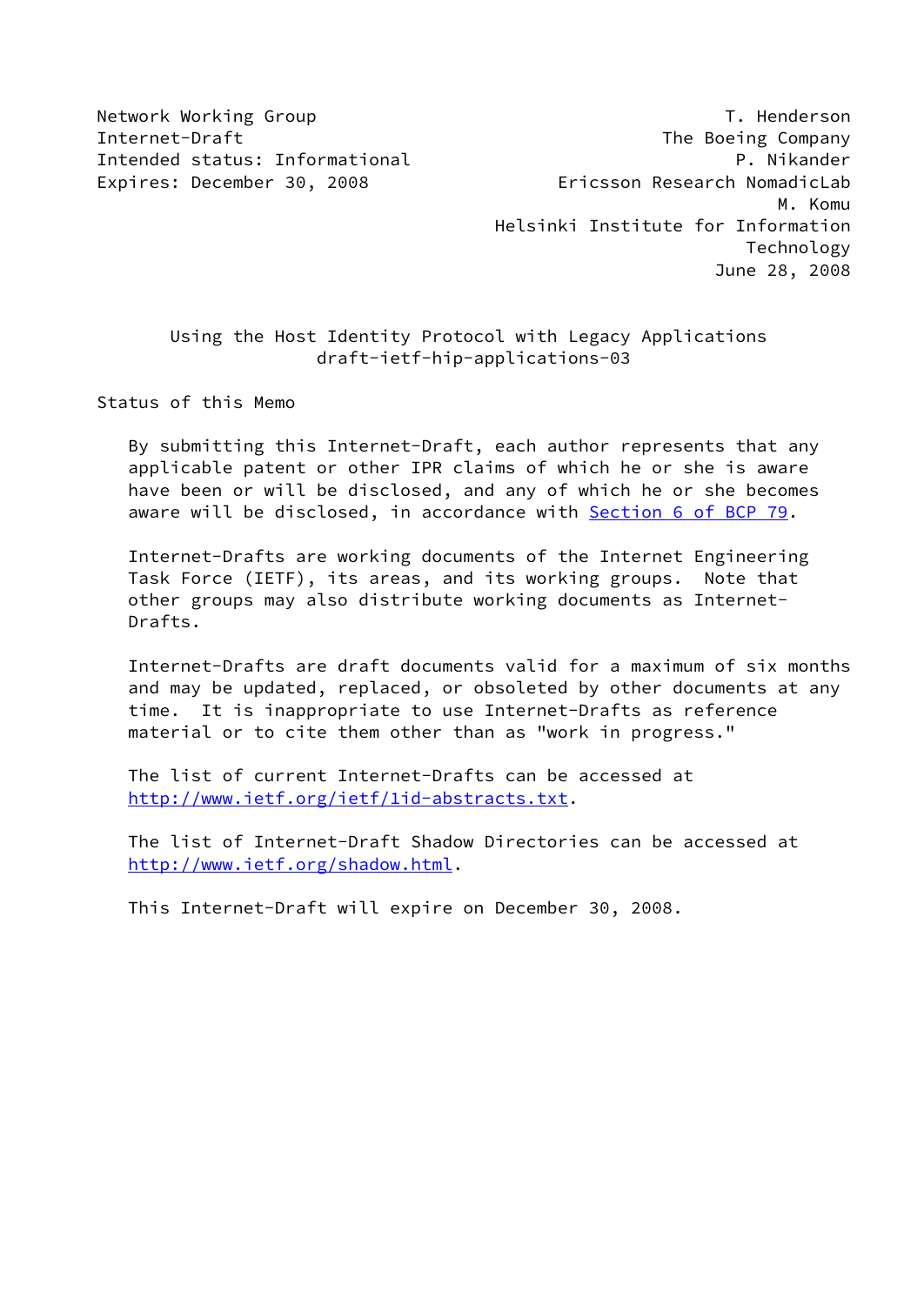Network Working Group T. Henderson
Internet-Draft The Boeing Company
Intended status: Informational P. Nikander
Expires: December 30, 2008 Ericsson Research NomadicLab
M. Komu
Helsinki Institute for Information Technology
June 28, 2008

# Using the Host Identity Protocol with Legacy Applications
## draft-ietf-hip-applications-03

## Status of this Memo

By submitting this Internet-Draft, each author represents that any applicable patent or other IPR claims of which he or she is aware have been or will be disclosed, and any of which he or she becomes aware will be disclosed, in accordance with Section 6 of BCP 79.

Internet-Drafts are working documents of the Internet Engineering Task Force (IETF), its areas, and its working groups. Note that other groups may also distribute working documents as Internet-Drafts.

Internet-Drafts are draft documents valid for a maximum of six months and may be updated, replaced, or obsoleted by other documents at any time. It is inappropriate to use Internet-Drafts as reference material or to cite them other than as "work in progress."

The list of current Internet-Drafts can be accessed at http://www.ietf.org/ietf/1id-abstracts.txt.

The list of Internet-Draft Shadow Directories can be accessed at http://www.ietf.org/shadow.html.

This Internet-Draft will expire on December 30, 2008.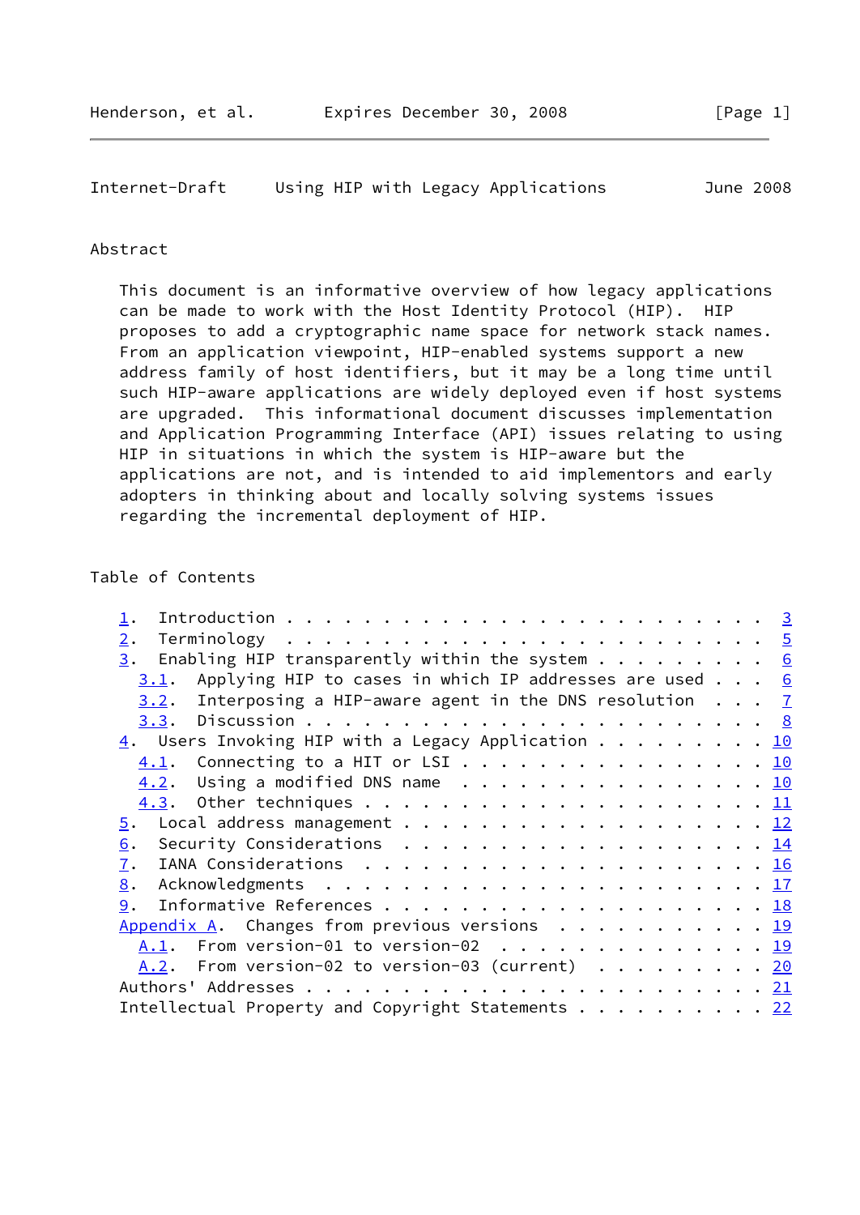## Abstract

This document is an informative overview of how legacy applications can be made to work with the Host Identity Protocol (HIP). HIP proposes to add a cryptographic name space for network stack names. From an application viewpoint, HIP-enabled systems support a new address family of host identifiers, but it may be a long time until such HIP-aware applications are widely deployed even if host systems are upgraded. This informational document discusses implementation and Application Programming Interface (API) issues relating to using HIP in situations in which the system is HIP-aware but the applications are not, and is intended to aid implementors and early adopters in thinking about and locally solving systems issues regarding the incremental deployment of HIP.

## Table of Contents

- 1. Introduction . . . . . . . . . . . . . . . . . . . . . . . . 3
- 2. Terminology . . . . . . . . . . . . . . . . . . . . . . . . 5
- 3. Enabling HIP transparently within the system . . . . . . . . 6
  - 3.1. Applying HIP to cases in which IP addresses are used . . . 6
  - 3.2. Interposing a HIP-aware agent in the DNS resolution . . . 7
  - 3.3. Discussion . . . . . . . . . . . . . . . . . . . . . . . 8
- 4. Users Invoking HIP with a Legacy Application . . . . . . . . . 10
  - 4.1. Connecting to a HIT or LSI . . . . . . . . . . . . . . . 10
  - 4.2. Using a modified DNS name . . . . . . . . . . . . . . . . 10
  - 4.3. Other techniques . . . . . . . . . . . . . . . . . . . . 11
- 5. Local address management . . . . . . . . . . . . . . . . . . 12
- 6. Security Considerations . . . . . . . . . . . . . . . . . . . 14
- 7. IANA Considerations . . . . . . . . . . . . . . . . . . . . . 16
- 8. Acknowledgments . . . . . . . . . . . . . . . . . . . . . . . 17
- 9. Informative References . . . . . . . . . . . . . . . . . . . 18
- Appendix A. Changes from previous versions . . . . . . . . . . . 19
  - A.1. From version-01 to version-02 . . . . . . . . . . . . . . 19
  - A.2. From version-02 to version-03 (current) . . . . . . . . . 20
- Authors' Addresses . . . . . . . . . . . . . . . . . . . . . . . 21
- Intellectual Property and Copyright Statements . . . . . . . . . 22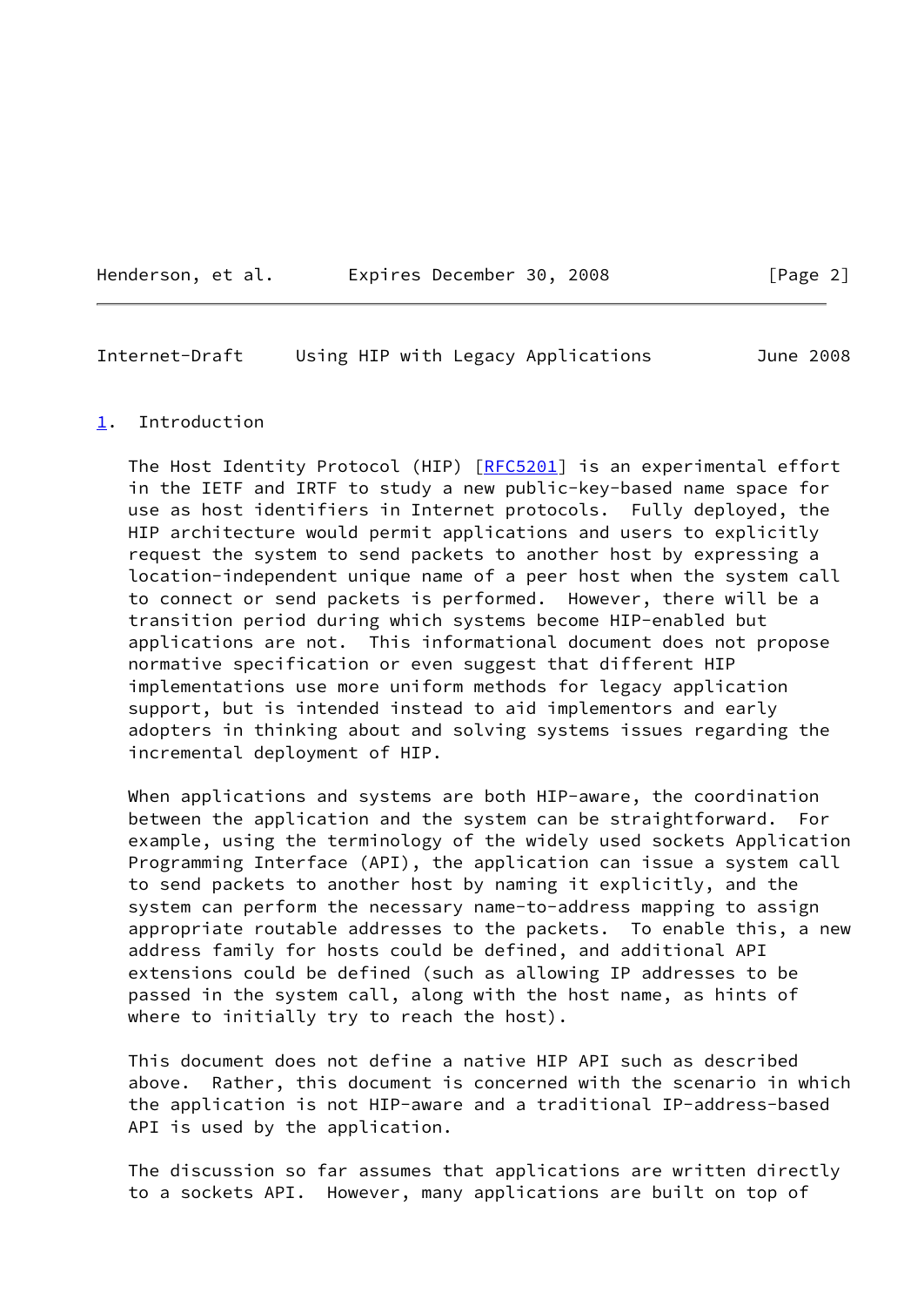## 1. Introduction

The Host Identity Protocol (HIP) [RFC5201] is an experimental effort in the IETF and IRTF to study a new public-key-based name space for use as host identifiers in Internet protocols. Fully deployed, the HIP architecture would permit applications and users to explicitly request the system to send packets to another host by expressing a location-independent unique name of a peer host when the system call to connect or send packets is performed. However, there will be a transition period during which systems become HIP-enabled but applications are not. This informational document does not propose normative specification or even suggest that different HIP implementations use more uniform methods for legacy application support, but is intended instead to aid implementors and early adopters in thinking about and solving systems issues regarding the incremental deployment of HIP.

When applications and systems are both HIP-aware, the coordination between the application and the system can be straightforward. For example, using the terminology of the widely used sockets Application Programming Interface (API), the application can issue a system call to send packets to another host by naming it explicitly, and the system can perform the necessary name-to-address mapping to assign appropriate routable addresses to the packets. To enable this, a new address family for hosts could be defined, and additional API extensions could be defined (such as allowing IP addresses to be passed in the system call, along with the host name, as hints of where to initially try to reach the host).

This document does not define a native HIP API such as described above. Rather, this document is concerned with the scenario in which the application is not HIP-aware and a traditional IP-address-based API is used by the application.

The discussion so far assumes that applications are written directly to a sockets API. However, many applications are built on top of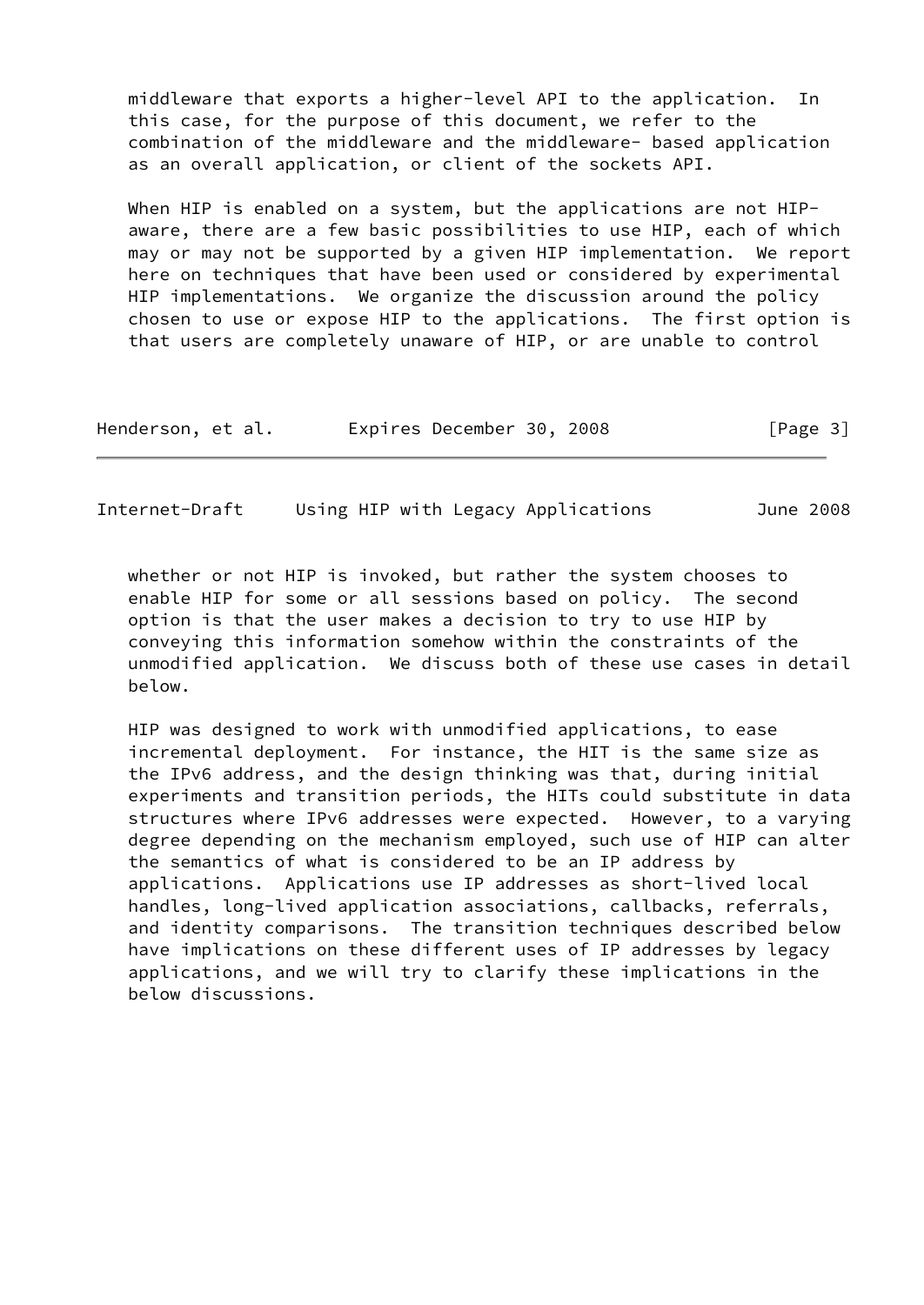middleware that exports a higher-level API to the application. In this case, for the purpose of this document, we refer to the combination of the middleware and the middleware- based application as an overall application, or client of the sockets API.

When HIP is enabled on a system, but the applications are not HIP-aware, there are a few basic possibilities to use HIP, each of which may or may not be supported by a given HIP implementation. We report here on techniques that have been used or considered by experimental HIP implementations. We organize the discussion around the policy chosen to use or expose HIP to the applications. The first option is that users are completely unaware of HIP, or are unable to control whether or not HIP is invoked, but rather the system chooses to enable HIP for some or all sessions based on policy. The second option is that the user makes a decision to try to use HIP by conveying this information somehow within the constraints of the unmodified application. We discuss both of these use cases in detail below.

HIP was designed to work with unmodified applications, to ease incremental deployment. For instance, the HIT is the same size as the IPv6 address, and the design thinking was that, during initial experiments and transition periods, the HITs could substitute in data structures where IPv6 addresses were expected. However, to a varying degree depending on the mechanism employed, such use of HIP can alter the semantics of what is considered to be an IP address by applications. Applications use IP addresses as short-lived local handles, long-lived application associations, callbacks, referrals, and identity comparisons. The transition techniques described below have implications on these different uses of IP addresses by legacy applications, and we will try to clarify these implications in the below discussions.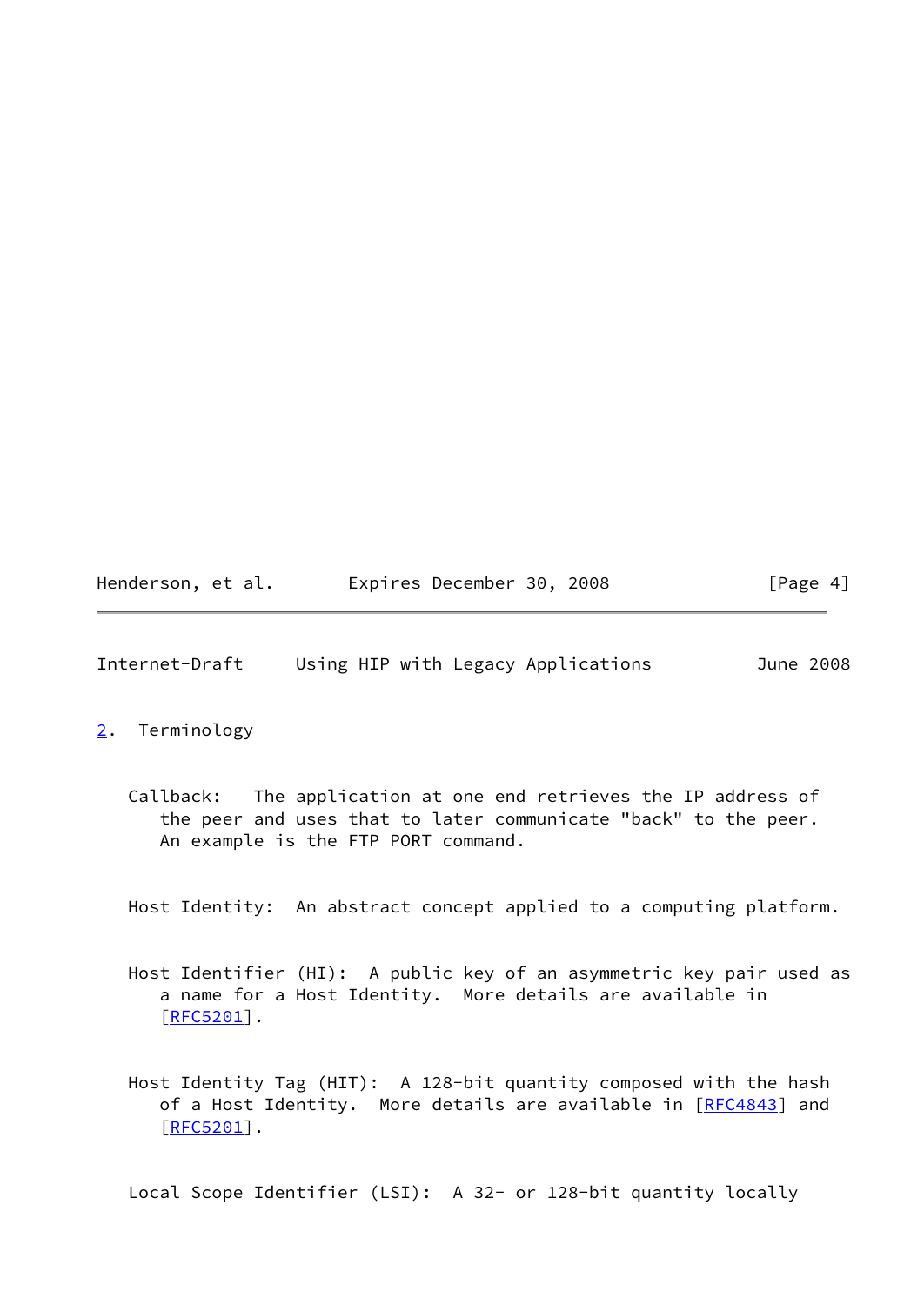## 2. Terminology

Callback: The application at one end retrieves the IP address of the peer and uses that to later communicate "back" to the peer. An example is the FTP PORT command.

Host Identity: An abstract concept applied to a computing platform.

Host Identifier (HI): A public key of an asymmetric key pair used as a name for a Host Identity. More details are available in [RFC5201].

Host Identity Tag (HIT): A 128-bit quantity composed with the hash of a Host Identity. More details are available in [RFC4843] and [RFC5201].

Local Scope Identifier (LSI): A 32- or 128-bit quantity locally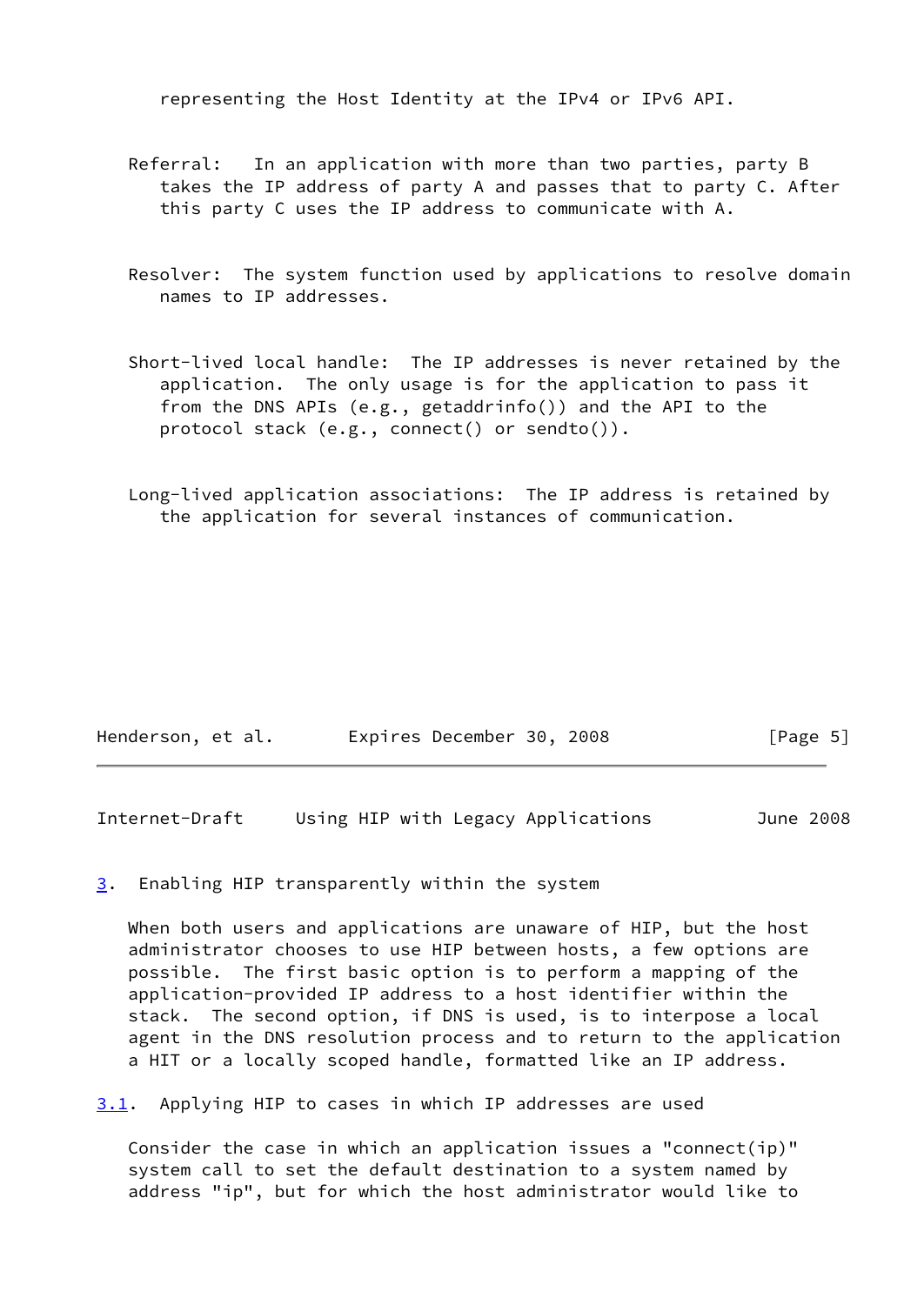representing the Host Identity at the IPv4 or IPv6 API.

Referral: In an application with more than two parties, party B takes the IP address of party A and passes that to party C. After this party C uses the IP address to communicate with A.

Resolver: The system function used by applications to resolve domain names to IP addresses.

Short-lived local handle: The IP addresses is never retained by the application. The only usage is for the application to pass it from the DNS APIs (e.g., getaddrinfo()) and the API to the protocol stack (e.g., connect() or sendto()).

Long-lived application associations: The IP address is retained by the application for several instances of communication.

## 3. Enabling HIP transparently within the system

When both users and applications are unaware of HIP, but the host administrator chooses to use HIP between hosts, a few options are possible. The first basic option is to perform a mapping of the application-provided IP address to a host identifier within the stack. The second option, if DNS is used, is to interpose a local agent in the DNS resolution process and to return to the application a HIT or a locally scoped handle, formatted like an IP address.

### 3.1. Applying HIP to cases in which IP addresses are used

Consider the case in which an application issues a "connect(ip)" system call to set the default destination to a system named by address "ip", but for which the host administrator would like to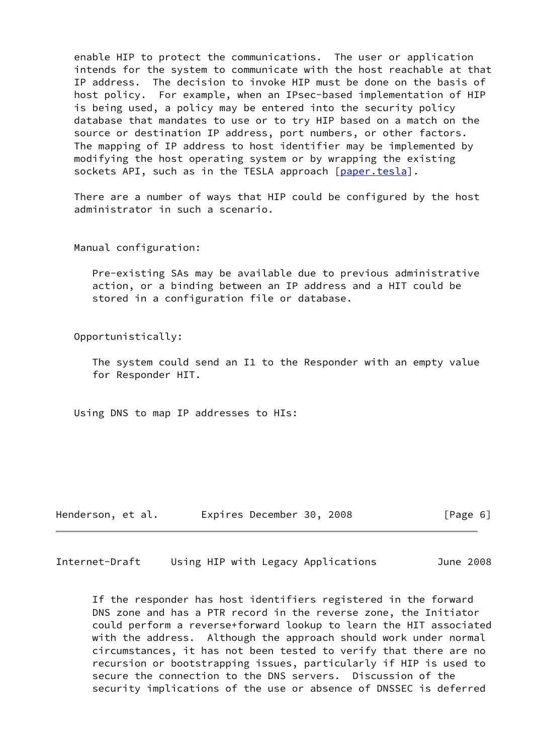enable HIP to protect the communications. The user or application intends for the system to communicate with the host reachable at that IP address. The decision to invoke HIP must be done on the basis of host policy. For example, when an IPsec-based implementation of HIP is being used, a policy may be entered into the security policy database that mandates to use or to try HIP based on a match on the source or destination IP address, port numbers, or other factors. The mapping of IP address to host identifier may be implemented by modifying the host operating system or by wrapping the existing sockets API, such as in the TESLA approach [paper.tesla].

There are a number of ways that HIP could be configured by the host administrator in such a scenario.

Manual configuration:

> Pre-existing SAs may be available due to previous administrative action, or a binding between an IP address and a HIT could be stored in a configuration file or database.

Opportunistically:

> The system could send an I1 to the Responder with an empty value for Responder HIT.

Using DNS to map IP addresses to HIs:

> If the responder has host identifiers registered in the forward DNS zone and has a PTR record in the reverse zone, the Initiator could perform a reverse+forward lookup to learn the HIT associated with the address. Although the approach should work under normal circumstances, it has not been tested to verify that there are no recursion or bootstrapping issues, particularly if HIP is used to secure the connection to the DNS servers. Discussion of the security implications of the use or absence of DNSSEC is deferred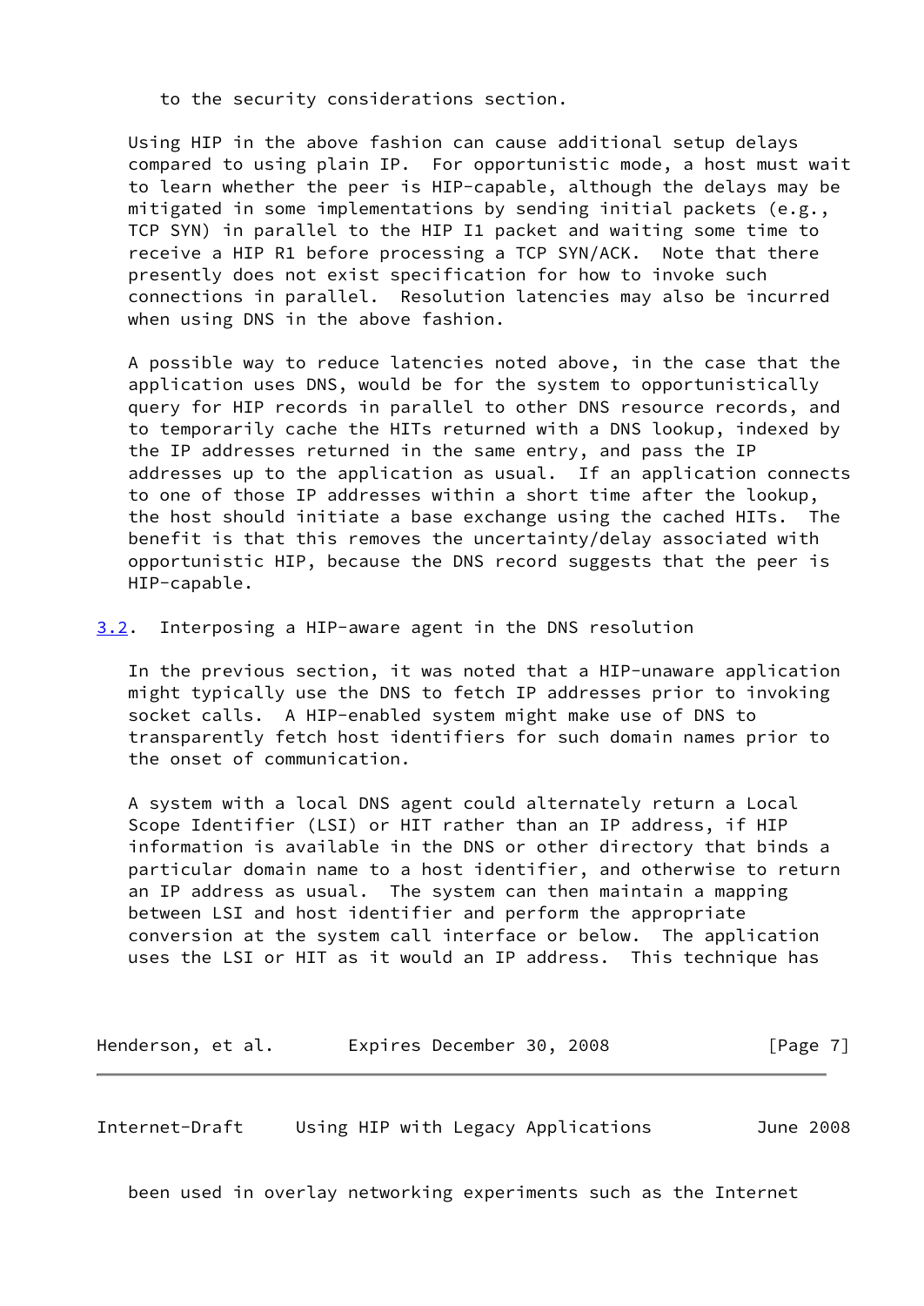to the security considerations section.

Using HIP in the above fashion can cause additional setup delays compared to using plain IP. For opportunistic mode, a host must wait to learn whether the peer is HIP-capable, although the delays may be mitigated in some implementations by sending initial packets (e.g., TCP SYN) in parallel to the HIP I1 packet and waiting some time to receive a HIP R1 before processing a TCP SYN/ACK. Note that there presently does not exist specification for how to invoke such connections in parallel. Resolution latencies may also be incurred when using DNS in the above fashion.

A possible way to reduce latencies noted above, in the case that the application uses DNS, would be for the system to opportunistically query for HIP records in parallel to other DNS resource records, and to temporarily cache the HITs returned with a DNS lookup, indexed by the IP addresses returned in the same entry, and pass the IP addresses up to the application as usual. If an application connects to one of those IP addresses within a short time after the lookup, the host should initiate a base exchange using the cached HITs. The benefit is that this removes the uncertainty/delay associated with opportunistic HIP, because the DNS record suggests that the peer is HIP-capable.

## 3.2. Interposing a HIP-aware agent in the DNS resolution

In the previous section, it was noted that a HIP-unaware application might typically use the DNS to fetch IP addresses prior to invoking socket calls. A HIP-enabled system might make use of DNS to transparently fetch host identifiers for such domain names prior to the onset of communication.

A system with a local DNS agent could alternately return a Local Scope Identifier (LSI) or HIT rather than an IP address, if HIP information is available in the DNS or other directory that binds a particular domain name to a host identifier, and otherwise to return an IP address as usual. The system can then maintain a mapping between LSI and host identifier and perform the appropriate conversion at the system call interface or below. The application uses the LSI or HIT as it would an IP address. This technique has been used in overlay networking experiments such as the Internet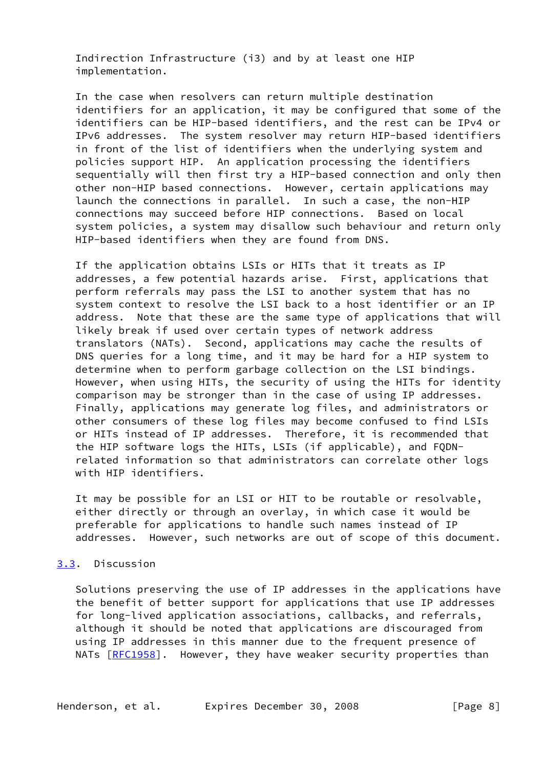Indirection Infrastructure (i3) and by at least one HIP implementation.

In the case when resolvers can return multiple destination identifiers for an application, it may be configured that some of the identifiers can be HIP-based identifiers, and the rest can be IPv4 or IPv6 addresses. The system resolver may return HIP-based identifiers in front of the list of identifiers when the underlying system and policies support HIP. An application processing the identifiers sequentially will then first try a HIP-based connection and only then other non-HIP based connections. However, certain applications may launch the connections in parallel. In such a case, the non-HIP connections may succeed before HIP connections. Based on local system policies, a system may disallow such behaviour and return only HIP-based identifiers when they are found from DNS.

If the application obtains LSIs or HITs that it treats as IP addresses, a few potential hazards arise. First, applications that perform referrals may pass the LSI to another system that has no system context to resolve the LSI back to a host identifier or an IP address. Note that these are the same type of applications that will likely break if used over certain types of network address translators (NATs). Second, applications may cache the results of DNS queries for a long time, and it may be hard for a HIP system to determine when to perform garbage collection on the LSI bindings. However, when using HITs, the security of using the HITs for identity comparison may be stronger than in the case of using IP addresses. Finally, applications may generate log files, and administrators or other consumers of these log files may become confused to find LSIs or HITs instead of IP addresses. Therefore, it is recommended that the HIP software logs the HITs, LSIs (if applicable), and FQDN-related information so that administrators can correlate other logs with HIP identifiers.

It may be possible for an LSI or HIT to be routable or resolvable, either directly or through an overlay, in which case it would be preferable for applications to handle such names instead of IP addresses. However, such networks are out of scope of this document.

### 3.3. Discussion

Solutions preserving the use of IP addresses in the applications have the benefit of better support for applications that use IP addresses for long-lived application associations, callbacks, and referrals, although it should be noted that applications are discouraged from using IP addresses in this manner due to the frequent presence of NATs [RFC1958]. However, they have weaker security properties than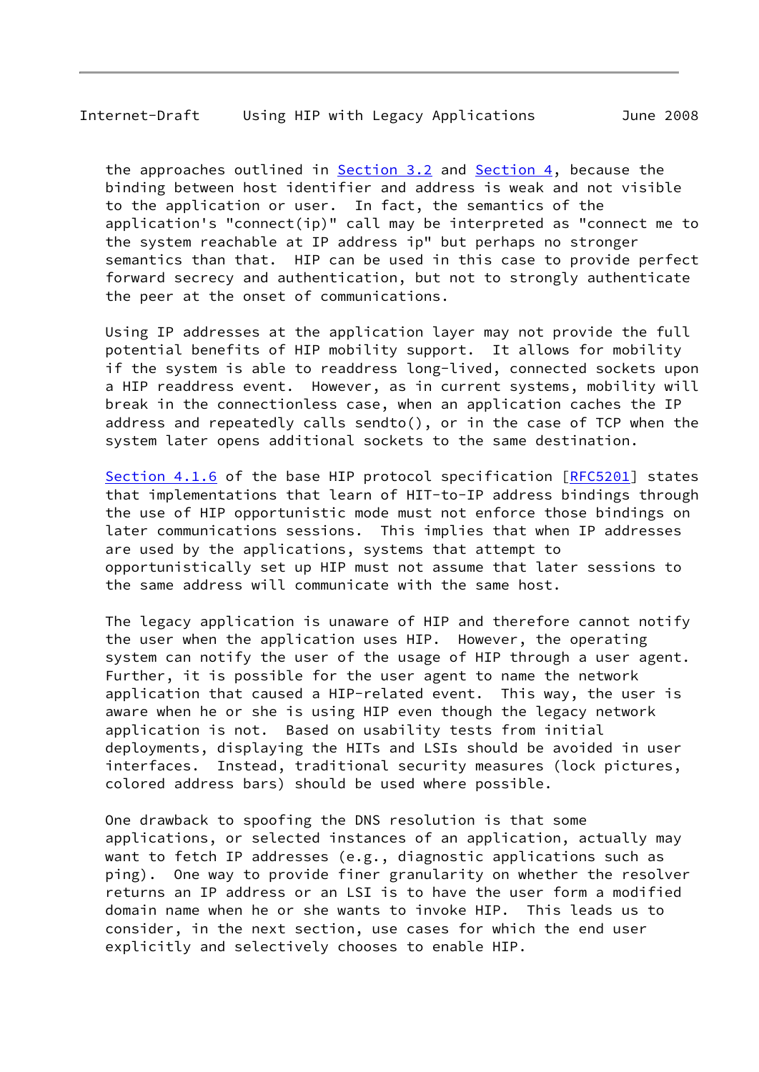the approaches outlined in Section 3.2 and Section 4, because the binding between host identifier and address is weak and not visible to the application or user. In fact, the semantics of the application's "connect(ip)" call may be interpreted as "connect me to the system reachable at IP address ip" but perhaps no stronger semantics than that. HIP can be used in this case to provide perfect forward secrecy and authentication, but not to strongly authenticate the peer at the onset of communications.

Using IP addresses at the application layer may not provide the full potential benefits of HIP mobility support. It allows for mobility if the system is able to readdress long-lived, connected sockets upon a HIP readdress event. However, as in current systems, mobility will break in the connectionless case, when an application caches the IP address and repeatedly calls sendto(), or in the case of TCP when the system later opens additional sockets to the same destination.

Section 4.1.6 of the base HIP protocol specification [RFC5201] states that implementations that learn of HIT-to-IP address bindings through the use of HIP opportunistic mode must not enforce those bindings on later communications sessions. This implies that when IP addresses are used by the applications, systems that attempt to opportunistically set up HIP must not assume that later sessions to the same address will communicate with the same host.

The legacy application is unaware of HIP and therefore cannot notify the user when the application uses HIP. However, the operating system can notify the user of the usage of HIP through a user agent. Further, it is possible for the user agent to name the network application that caused a HIP-related event. This way, the user is aware when he or she is using HIP even though the legacy network application is not. Based on usability tests from initial deployments, displaying the HITs and LSIs should be avoided in user interfaces. Instead, traditional security measures (lock pictures, colored address bars) should be used where possible.

One drawback to spoofing the DNS resolution is that some applications, or selected instances of an application, actually may want to fetch IP addresses (e.g., diagnostic applications such as ping). One way to provide finer granularity on whether the resolver returns an IP address or an LSI is to have the user form a modified domain name when he or she wants to invoke HIP. This leads us to consider, in the next section, use cases for which the end user explicitly and selectively chooses to enable HIP.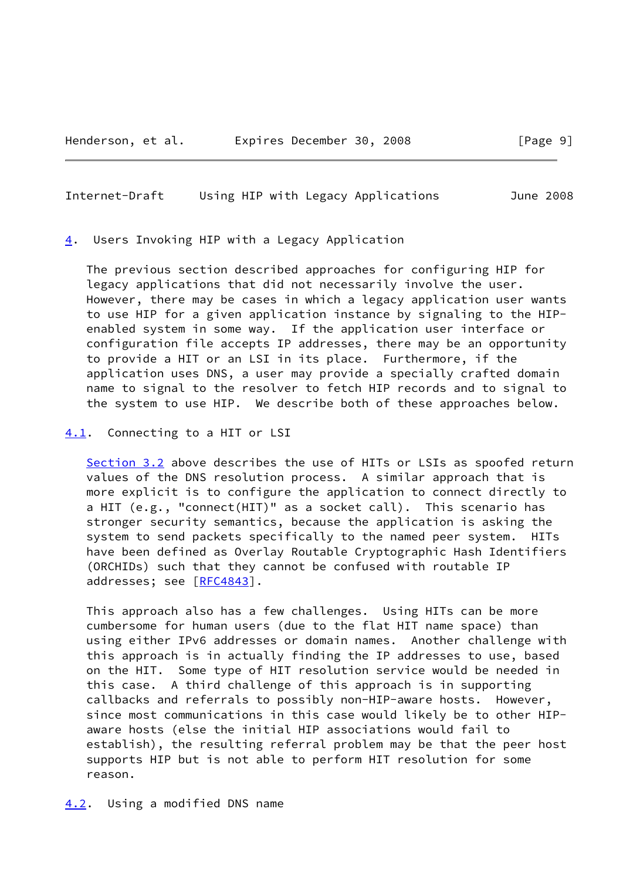## 4. Users Invoking HIP with a Legacy Application

The previous section described approaches for configuring HIP for legacy applications that did not necessarily involve the user. However, there may be cases in which a legacy application user wants to use HIP for a given application instance by signaling to the HIP-enabled system in some way. If the application user interface or configuration file accepts IP addresses, there may be an opportunity to provide a HIT or an LSI in its place. Furthermore, if the application uses DNS, a user may provide a specially crafted domain name to signal to the resolver to fetch HIP records and to signal to the system to use HIP. We describe both of these approaches below.

### 4.1. Connecting to a HIT or LSI

Section 3.2 above describes the use of HITs or LSIs as spoofed return values of the DNS resolution process. A similar approach that is more explicit is to configure the application to connect directly to a HIT (e.g., "connect(HIT)" as a socket call). This scenario has stronger security semantics, because the application is asking the system to send packets specifically to the named peer system. HITs have been defined as Overlay Routable Cryptographic Hash Identifiers (ORCHIDs) such that they cannot be confused with routable IP addresses; see [RFC4843].

This approach also has a few challenges. Using HITs can be more cumbersome for human users (due to the flat HIT name space) than using either IPv6 addresses or domain names. Another challenge with this approach is in actually finding the IP addresses to use, based on the HIT. Some type of HIT resolution service would be needed in this case. A third challenge of this approach is in supporting callbacks and referrals to possibly non-HIP-aware hosts. However, since most communications in this case would likely be to other HIP-aware hosts (else the initial HIP associations would fail to establish), the resulting referral problem may be that the peer host supports HIP but is not able to perform HIT resolution for some reason.

### 4.2. Using a modified DNS name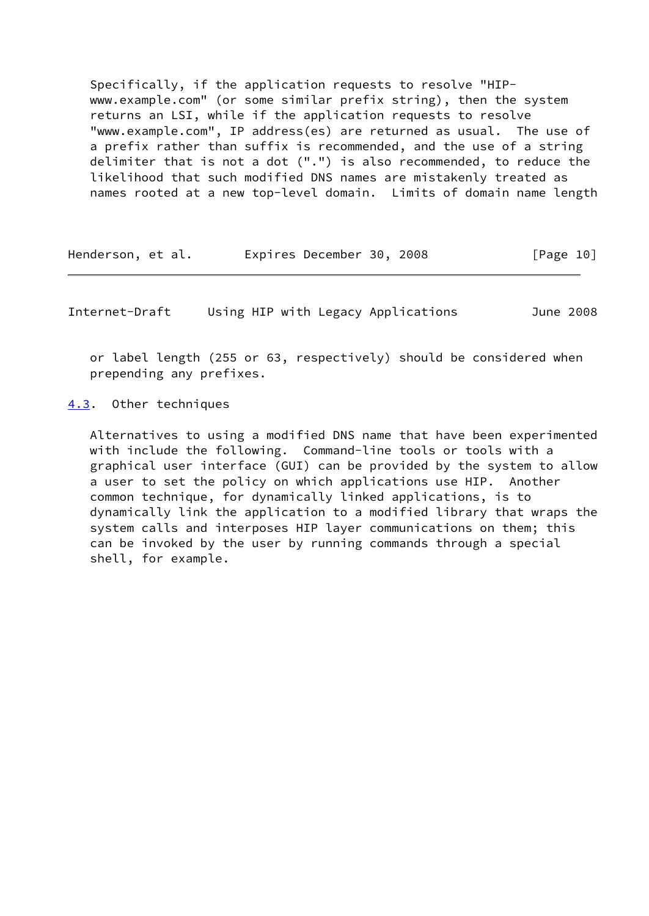Specifically, if the application requests to resolve "HIP-www.example.com" (or some similar prefix string), then the system returns an LSI, while if the application requests to resolve "www.example.com", IP address(es) are returned as usual. The use of a prefix rather than suffix is recommended, and the use of a string delimiter that is not a dot (".") is also recommended, to reduce the likelihood that such modified DNS names are mistakenly treated as names rooted at a new top-level domain. Limits of domain name length or label length (255 or 63, respectively) should be considered when prepending any prefixes.

### 4.3. Other techniques

Alternatives to using a modified DNS name that have been experimented with include the following. Command-line tools or tools with a graphical user interface (GUI) can be provided by the system to allow a user to set the policy on which applications use HIP. Another common technique, for dynamically linked applications, is to dynamically link the application to a modified library that wraps the system calls and interposes HIP layer communications on them; this can be invoked by the user by running commands through a special shell, for example.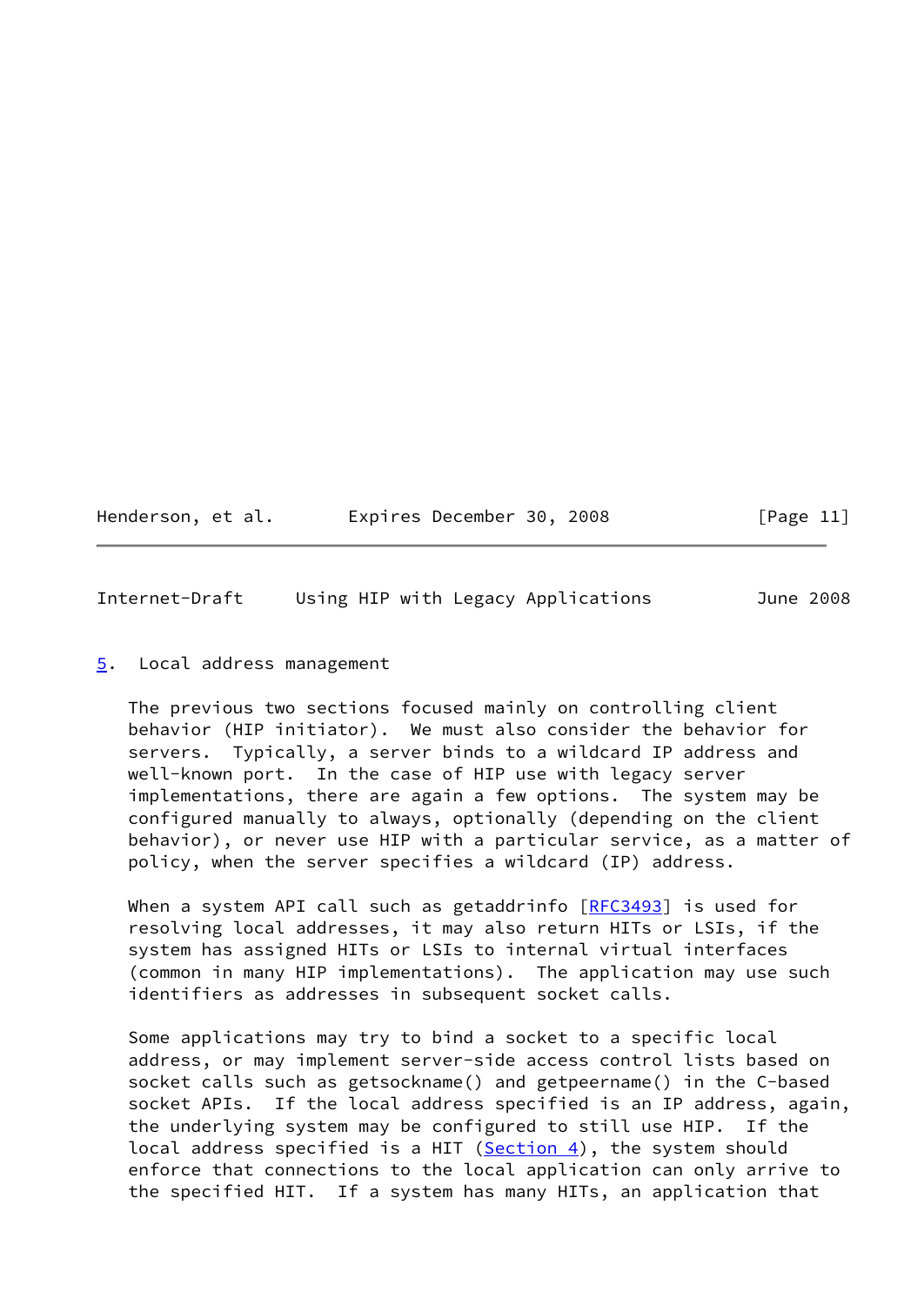## 5. Local address management

The previous two sections focused mainly on controlling client behavior (HIP initiator). We must also consider the behavior for servers. Typically, a server binds to a wildcard IP address and well-known port. In the case of HIP use with legacy server implementations, there are again a few options. The system may be configured manually to always, optionally (depending on the client behavior), or never use HIP with a particular service, as a matter of policy, when the server specifies a wildcard (IP) address.

When a system API call such as getaddrinfo [RFC3493] is used for resolving local addresses, it may also return HITs or LSIs, if the system has assigned HITs or LSIs to internal virtual interfaces (common in many HIP implementations). The application may use such identifiers as addresses in subsequent socket calls.

Some applications may try to bind a socket to a specific local address, or may implement server-side access control lists based on socket calls such as getsockname() and getpeername() in the C-based socket APIs. If the local address specified is an IP address, again, the underlying system may be configured to still use HIP. If the local address specified is a HIT (Section 4), the system should enforce that connections to the local application can only arrive to the specified HIT. If a system has many HITs, an application that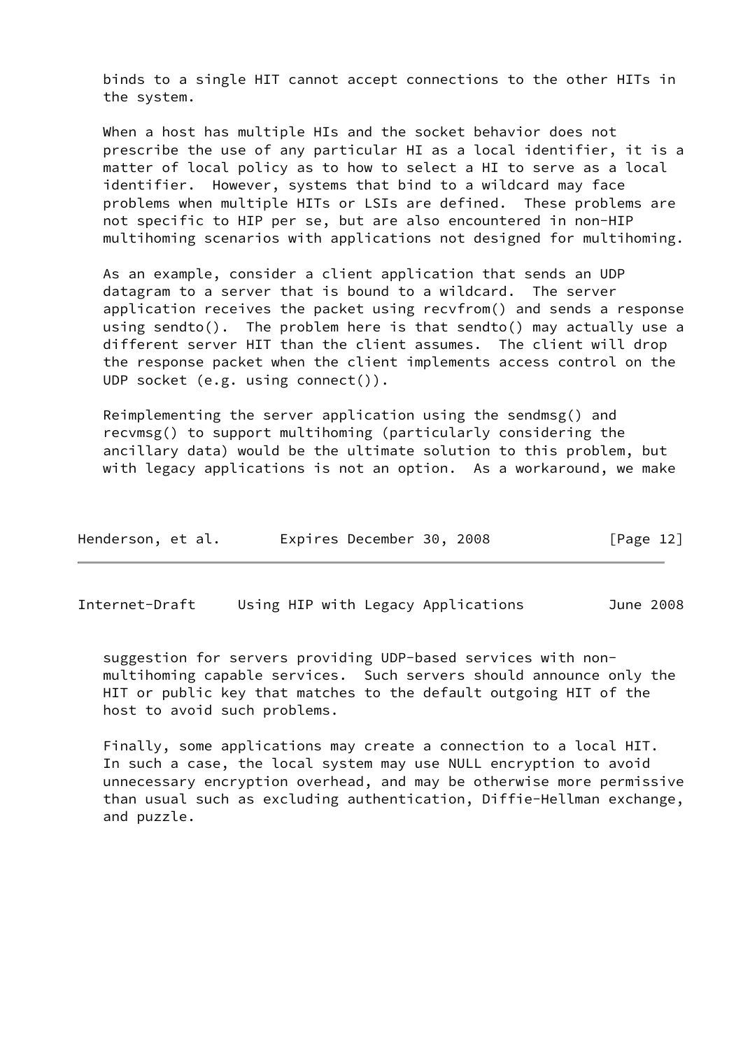binds to a single HIT cannot accept connections to the other HITs in the system.

When a host has multiple HIs and the socket behavior does not prescribe the use of any particular HI as a local identifier, it is a matter of local policy as to how to select a HI to serve as a local identifier. However, systems that bind to a wildcard may face problems when multiple HITs or LSIs are defined. These problems are not specific to HIP per se, but are also encountered in non-HIP multihoming scenarios with applications not designed for multihoming.

As an example, consider a client application that sends an UDP datagram to a server that is bound to a wildcard. The server application receives the packet using recvfrom() and sends a response using sendto(). The problem here is that sendto() may actually use a different server HIT than the client assumes. The client will drop the response packet when the client implements access control on the UDP socket (e.g. using connect()).

Reimplementing the server application using the sendmsg() and recvmsg() to support multihoming (particularly considering the ancillary data) would be the ultimate solution to this problem, but with legacy applications is not an option. As a workaround, we make suggestion for servers providing UDP-based services with non-multihoming capable services. Such servers should announce only the HIT or public key that matches to the default outgoing HIT of the host to avoid such problems.

Finally, some applications may create a connection to a local HIT. In such a case, the local system may use NULL encryption to avoid unnecessary encryption overhead, and may be otherwise more permissive than usual such as excluding authentication, Diffie-Hellman exchange, and puzzle.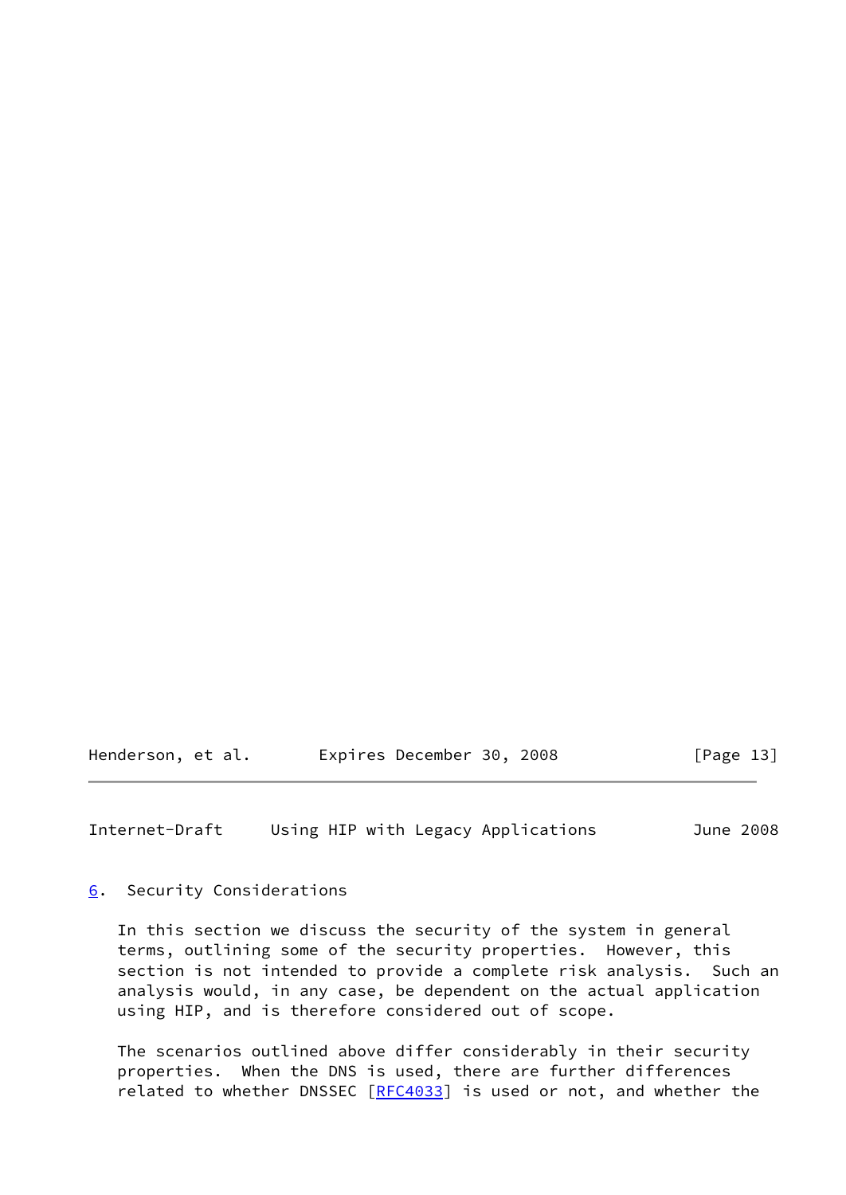## 6. Security Considerations

In this section we discuss the security of the system in general terms, outlining some of the security properties. However, this section is not intended to provide a complete risk analysis. Such an analysis would, in any case, be dependent on the actual application using HIP, and is therefore considered out of scope.

The scenarios outlined above differ considerably in their security properties. When the DNS is used, there are further differences related to whether DNSSEC [RFC4033] is used or not, and whether the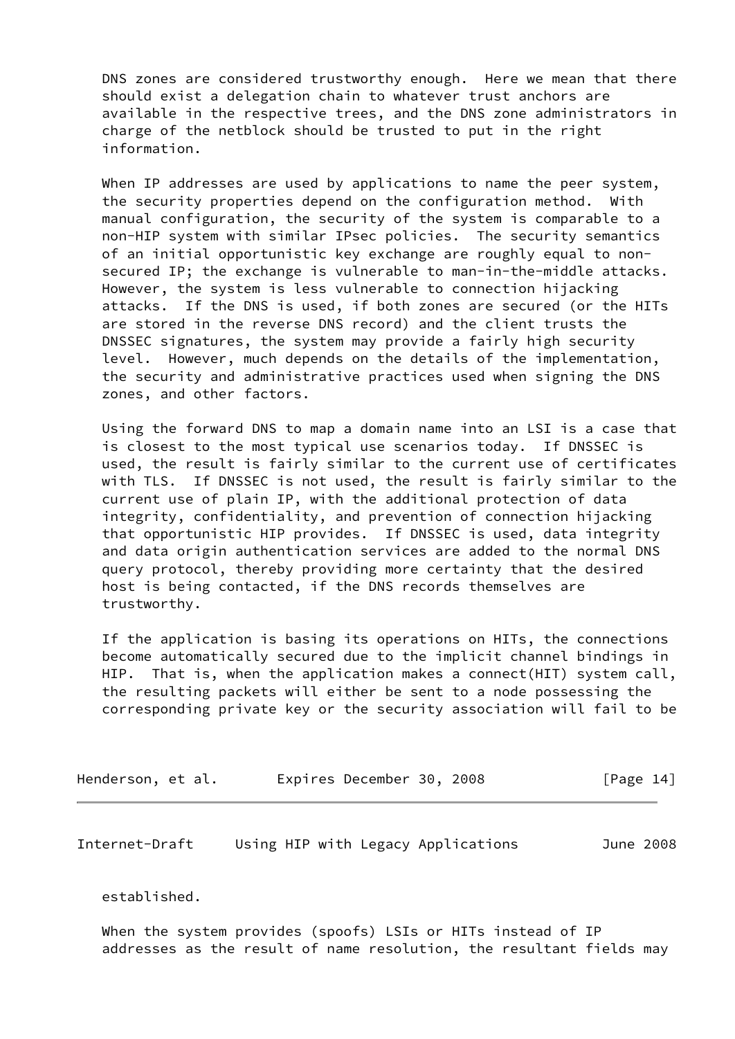DNS zones are considered trustworthy enough. Here we mean that there should exist a delegation chain to whatever trust anchors are available in the respective trees, and the DNS zone administrators in charge of the netblock should be trusted to put in the right information.

When IP addresses are used by applications to name the peer system, the security properties depend on the configuration method. With manual configuration, the security of the system is comparable to a non-HIP system with similar IPsec policies. The security semantics of an initial opportunistic key exchange are roughly equal to non-secured IP; the exchange is vulnerable to man-in-the-middle attacks. However, the system is less vulnerable to connection hijacking attacks. If the DNS is used, if both zones are secured (or the HITs are stored in the reverse DNS record) and the client trusts the DNSSEC signatures, the system may provide a fairly high security level. However, much depends on the details of the implementation, the security and administrative practices used when signing the DNS zones, and other factors.

Using the forward DNS to map a domain name into an LSI is a case that is closest to the most typical use scenarios today. If DNSSEC is used, the result is fairly similar to the current use of certificates with TLS. If DNSSEC is not used, the result is fairly similar to the current use of plain IP, with the additional protection of data integrity, confidentiality, and prevention of connection hijacking that opportunistic HIP provides. If DNSSEC is used, data integrity and data origin authentication services are added to the normal DNS query protocol, thereby providing more certainty that the desired host is being contacted, if the DNS records themselves are trustworthy.

If the application is basing its operations on HITs, the connections become automatically secured due to the implicit channel bindings in HIP. That is, when the application makes a connect(HIT) system call, the resulting packets will either be sent to a node possessing the corresponding private key or the security association will fail to be established.

When the system provides (spoofs) LSIs or HITs instead of IP addresses as the result of name resolution, the resultant fields may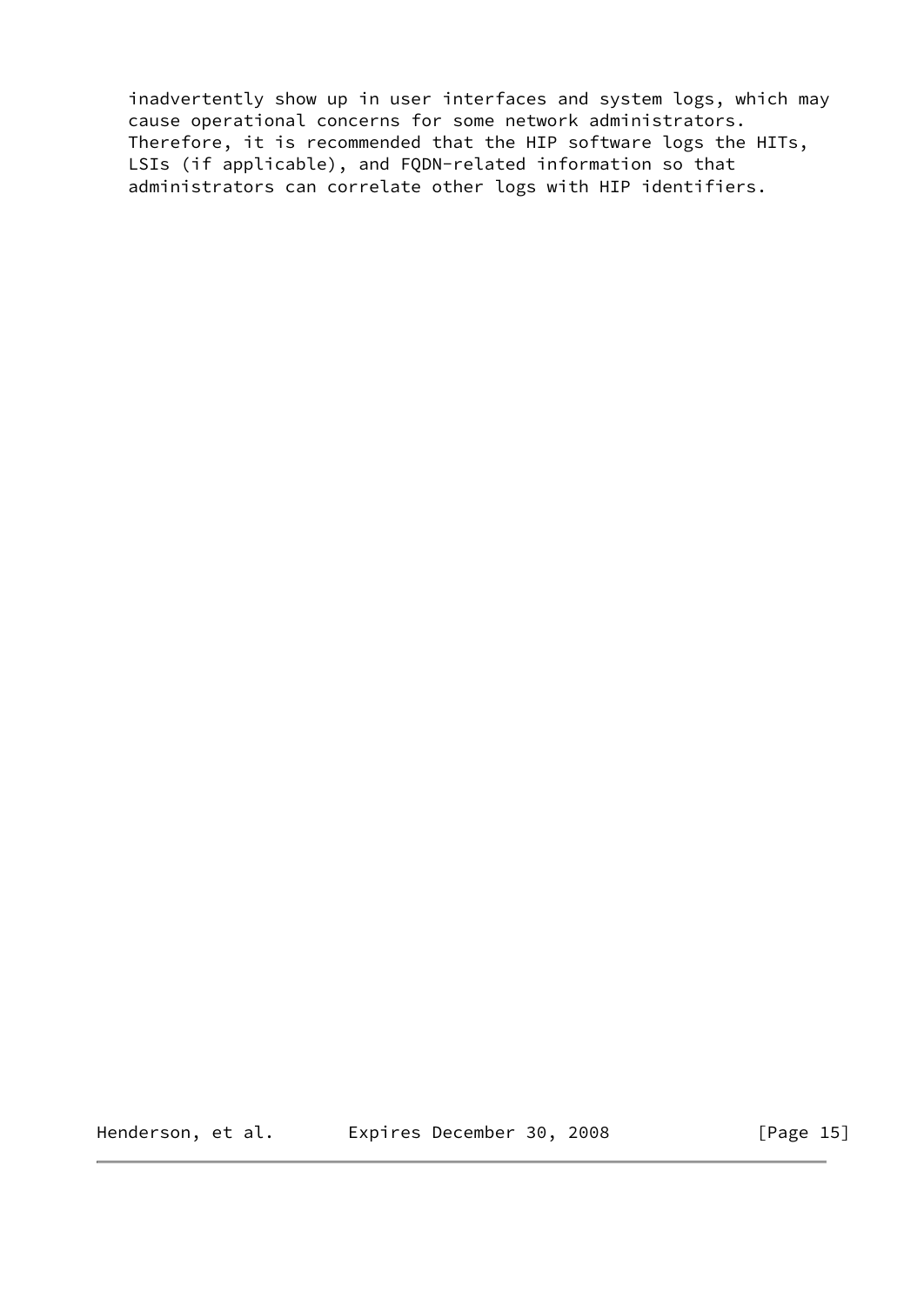inadvertently show up in user interfaces and system logs, which may cause operational concerns for some network administrators. Therefore, it is recommended that the HIP software logs the HITs, LSIs (if applicable), and FQDN-related information so that administrators can correlate other logs with HIP identifiers.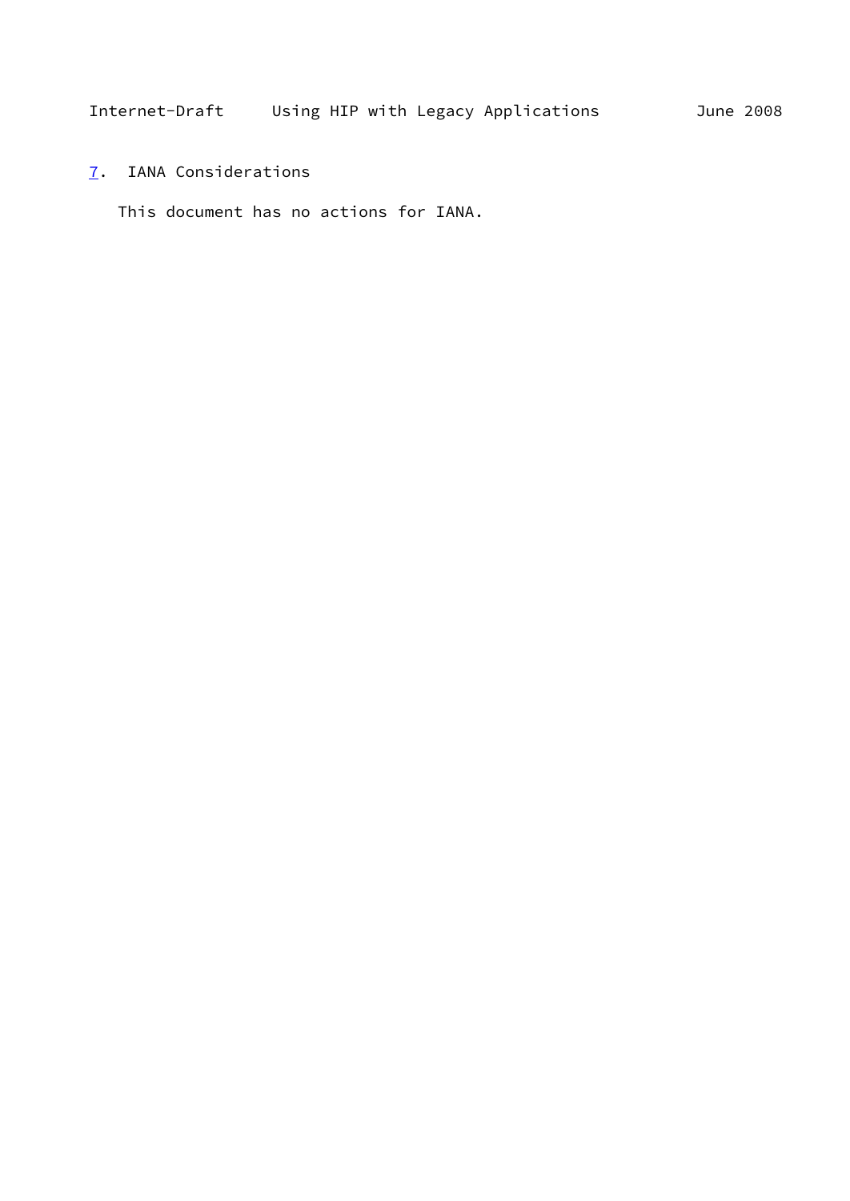## 7. IANA Considerations

This document has no actions for IANA.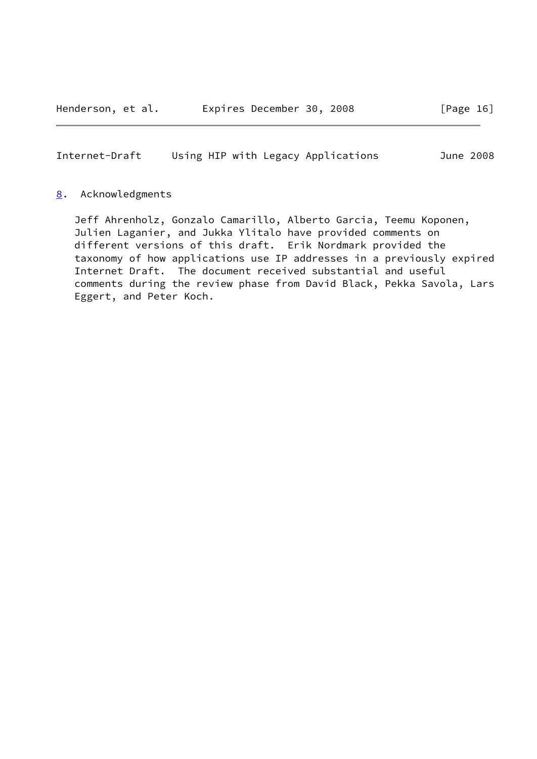## 8. Acknowledgments

Jeff Ahrenholz, Gonzalo Camarillo, Alberto Garcia, Teemu Koponen, Julien Laganier, and Jukka Ylitalo have provided comments on different versions of this draft. Erik Nordmark provided the taxonomy of how applications use IP addresses in a previously expired Internet Draft. The document received substantial and useful comments during the review phase from David Black, Pekka Savola, Lars Eggert, and Peter Koch.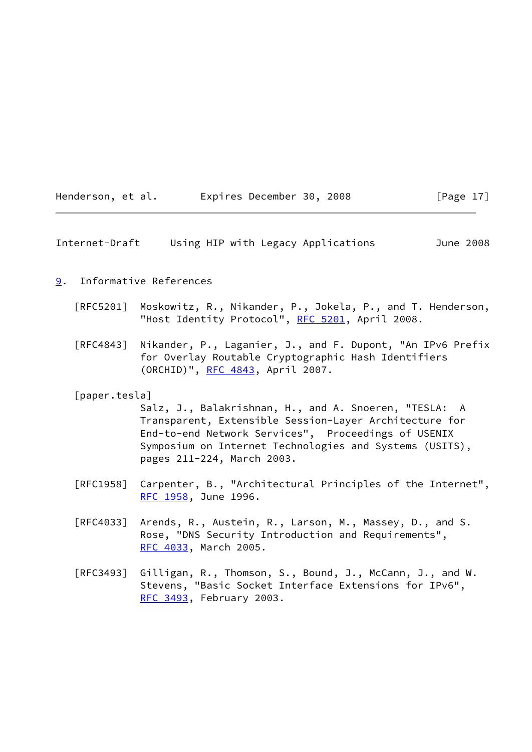## 9. Informative References

[RFC5201] Moskowitz, R., Nikander, P., Jokela, P., and T. Henderson, "Host Identity Protocol", RFC 5201, April 2008.

[RFC4843] Nikander, P., Laganier, J., and F. Dupont, "An IPv6 Prefix for Overlay Routable Cryptographic Hash Identifiers (ORCHID)", RFC 4843, April 2007.

[paper.tesla] Salz, J., Balakrishnan, H., and A. Snoeren, "TESLA: A Transparent, Extensible Session-Layer Architecture for End-to-end Network Services", Proceedings of USENIX Symposium on Internet Technologies and Systems (USITS), pages 211-224, March 2003.

[RFC1958] Carpenter, B., "Architectural Principles of the Internet", RFC 1958, June 1996.

[RFC4033] Arends, R., Austein, R., Larson, M., Massey, D., and S. Rose, "DNS Security Introduction and Requirements", RFC 4033, March 2005.

[RFC3493] Gilligan, R., Thomson, S., Bound, J., McCann, J., and W. Stevens, "Basic Socket Interface Extensions for IPv6", RFC 3493, February 2003.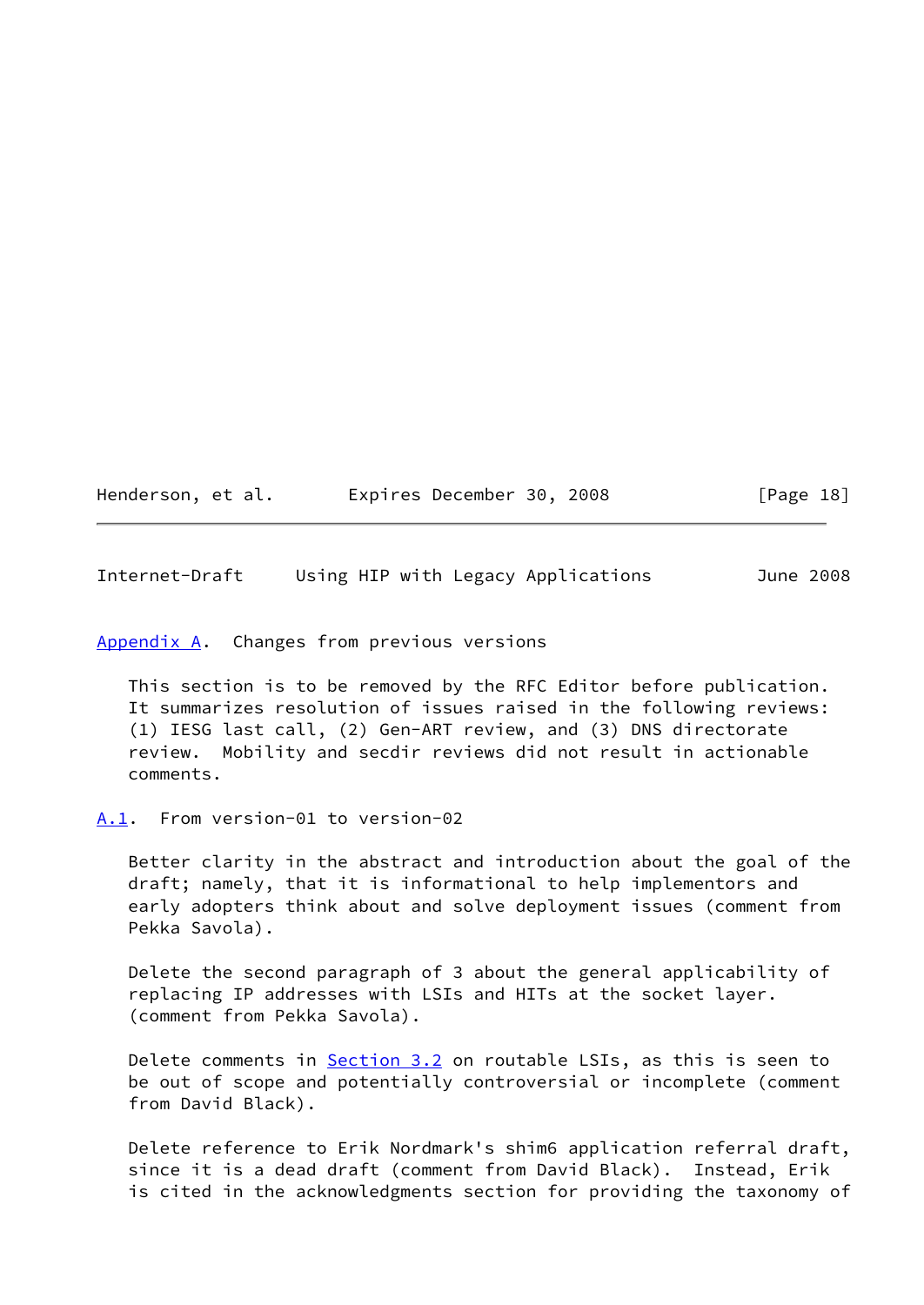## Appendix A. Changes from previous versions

This section is to be removed by the RFC Editor before publication. It summarizes resolution of issues raised in the following reviews: (1) IESG last call, (2) Gen-ART review, and (3) DNS directorate review. Mobility and secdir reviews did not result in actionable comments.

### A.1. From version-01 to version-02

Better clarity in the abstract and introduction about the goal of the draft; namely, that it is informational to help implementors and early adopters think about and solve deployment issues (comment from Pekka Savola).

Delete the second paragraph of 3 about the general applicability of replacing IP addresses with LSIs and HITs at the socket layer. (comment from Pekka Savola).

Delete comments in Section 3.2 on routable LSIs, as this is seen to be out of scope and potentially controversial or incomplete (comment from David Black).

Delete reference to Erik Nordmark's shim6 application referral draft, since it is a dead draft (comment from David Black). Instead, Erik is cited in the acknowledgments section for providing the taxonomy of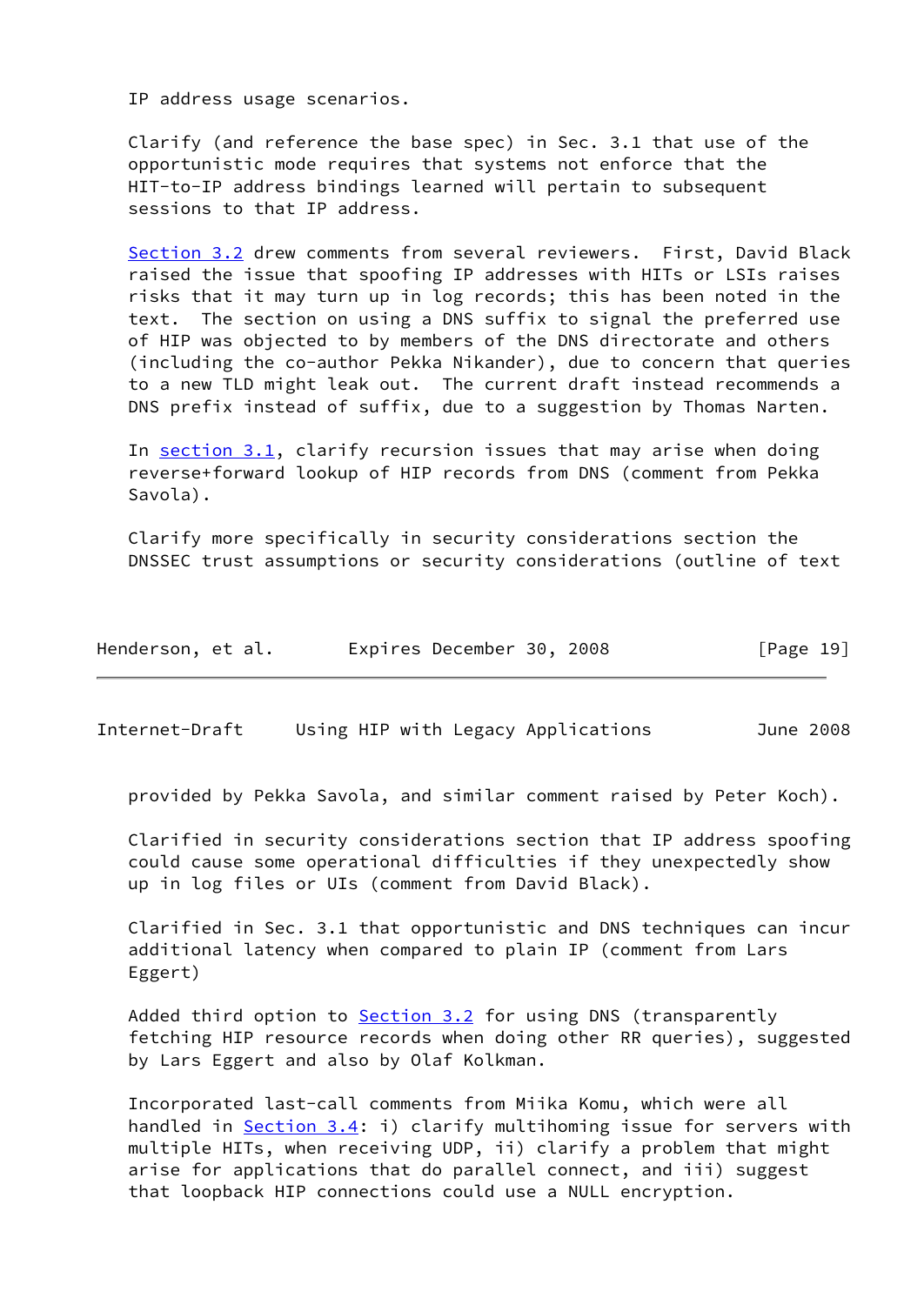IP address usage scenarios.

Clarify (and reference the base spec) in Sec. 3.1 that use of the opportunistic mode requires that systems not enforce that the HIT-to-IP address bindings learned will pertain to subsequent sessions to that IP address.

Section 3.2 drew comments from several reviewers. First, David Black raised the issue that spoofing IP addresses with HITs or LSIs raises risks that it may turn up in log records; this has been noted in the text. The section on using a DNS suffix to signal the preferred use of HIP was objected to by members of the DNS directorate and others (including the co-author Pekka Nikander), due to concern that queries to a new TLD might leak out. The current draft instead recommends a DNS prefix instead of suffix, due to a suggestion by Thomas Narten.

In section 3.1, clarify recursion issues that may arise when doing reverse+forward lookup of HIP records from DNS (comment from Pekka Savola).

Clarify more specifically in security considerations section the DNSSEC trust assumptions or security considerations (outline of text provided by Pekka Savola, and similar comment raised by Peter Koch).

Clarified in security considerations section that IP address spoofing could cause some operational difficulties if they unexpectedly show up in log files or UIs (comment from David Black).

Clarified in Sec. 3.1 that opportunistic and DNS techniques can incur additional latency when compared to plain IP (comment from Lars Eggert)

Added third option to Section 3.2 for using DNS (transparently fetching HIP resource records when doing other RR queries), suggested by Lars Eggert and also by Olaf Kolkman.

Incorporated last-call comments from Miika Komu, which were all handled in Section 3.4: i) clarify multihoming issue for servers with multiple HITs, when receiving UDP, ii) clarify a problem that might arise for applications that do parallel connect, and iii) suggest that loopback HIP connections could use a NULL encryption.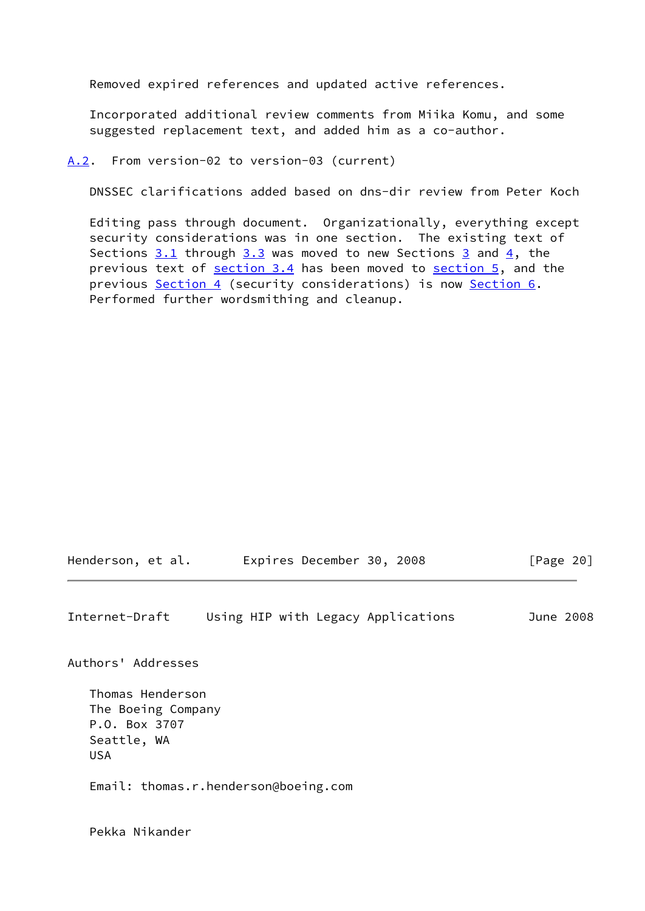Removed expired references and updated active references.

Incorporated additional review comments from Miika Komu, and some suggested replacement text, and added him as a co-author.

## A.2. From version-02 to version-03 (current)

DNSSEC clarifications added based on dns-dir review from Peter Koch

Editing pass through document. Organizationally, everything except security considerations was in one section. The existing text of Sections 3.1 through 3.3 was moved to new Sections 3 and 4, the previous text of section 3.4 has been moved to section 5, and the previous Section 4 (security considerations) is now Section 6. Performed further wordsmithing and cleanup.

## Authors' Addresses

Thomas Henderson
The Boeing Company
P.O. Box 3707
Seattle, WA
USA

Email: thomas.r.henderson@boeing.com

Pekka Nikander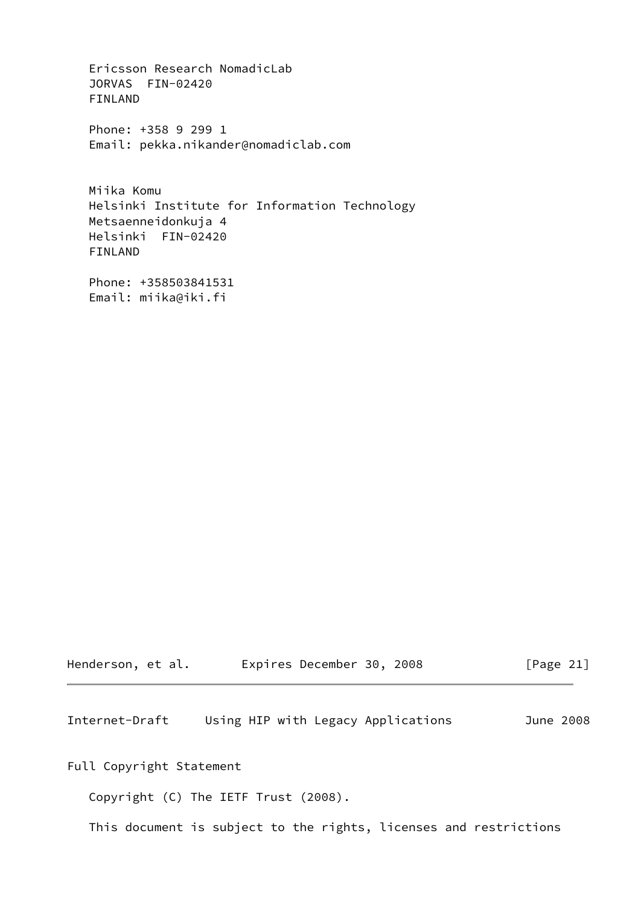Ericsson Research NomadicLab
JORVAS  FIN-02420
FINLAND

Phone: +358 9 299 1
Email: pekka.nikander@nomadiclab.com

Miika Komu
Helsinki Institute for Information Technology
Metsaenneidonkuja 4
Helsinki  FIN-02420
FINLAND

Phone: +358503841531
Email: miika@iki.fi

## Full Copyright Statement

Copyright (C) The IETF Trust (2008).

This document is subject to the rights, licenses and restrictions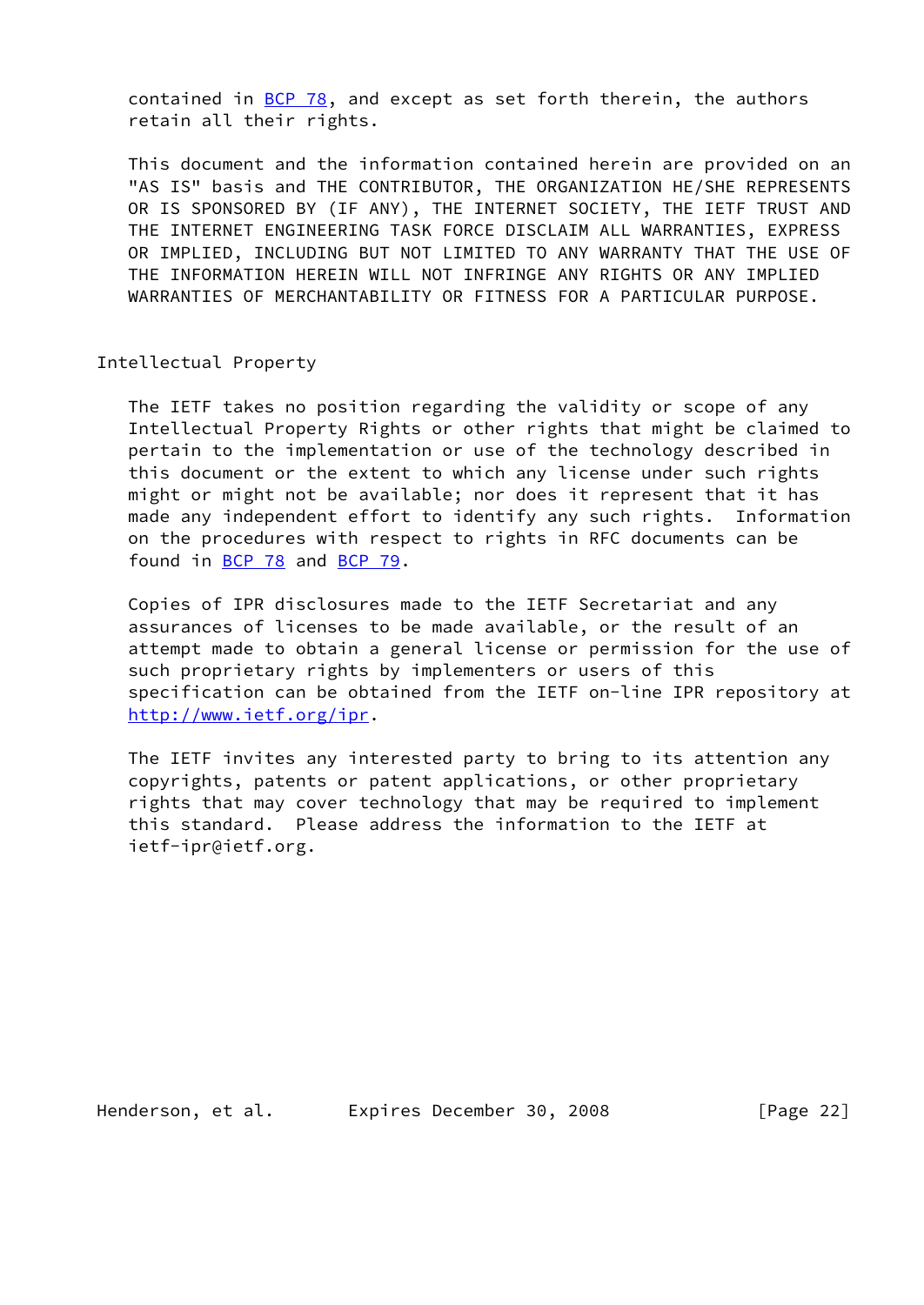contained in BCP 78, and except as set forth therein, the authors retain all their rights.

This document and the information contained herein are provided on an "AS IS" basis and THE CONTRIBUTOR, THE ORGANIZATION HE/SHE REPRESENTS OR IS SPONSORED BY (IF ANY), THE INTERNET SOCIETY, THE IETF TRUST AND THE INTERNET ENGINEERING TASK FORCE DISCLAIM ALL WARRANTIES, EXPRESS OR IMPLIED, INCLUDING BUT NOT LIMITED TO ANY WARRANTY THAT THE USE OF THE INFORMATION HEREIN WILL NOT INFRINGE ANY RIGHTS OR ANY IMPLIED WARRANTIES OF MERCHANTABILITY OR FITNESS FOR A PARTICULAR PURPOSE.

## Intellectual Property

The IETF takes no position regarding the validity or scope of any Intellectual Property Rights or other rights that might be claimed to pertain to the implementation or use of the technology described in this document or the extent to which any license under such rights might or might not be available; nor does it represent that it has made any independent effort to identify any such rights. Information on the procedures with respect to rights in RFC documents can be found in BCP 78 and BCP 79.

Copies of IPR disclosures made to the IETF Secretariat and any assurances of licenses to be made available, or the result of an attempt made to obtain a general license or permission for the use of such proprietary rights by implementers or users of this specification can be obtained from the IETF on-line IPR repository at http://www.ietf.org/ipr.

The IETF invites any interested party to bring to its attention any copyrights, patents or patent applications, or other proprietary rights that may cover technology that may be required to implement this standard. Please address the information to the IETF at ietf-ipr@ietf.org.